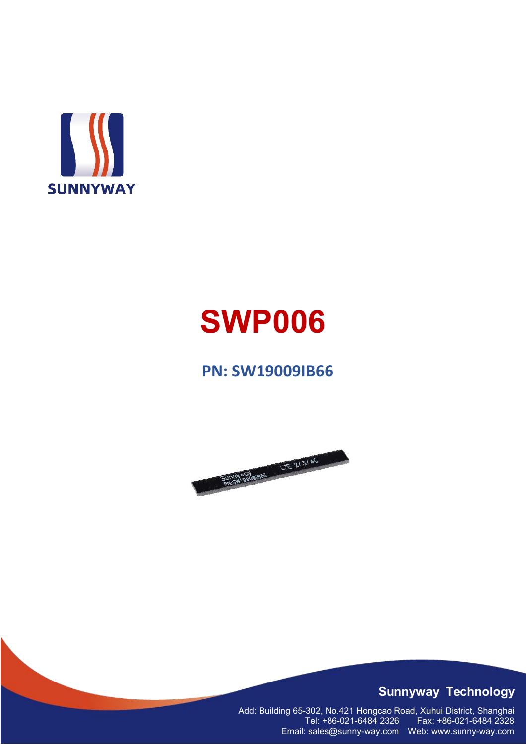SUNNYWAY

# SWP006

## PN: SW19009IB66

**Sunnyway Technology**

Add: Building 65-302, No.421 Hongcao Road, Xuhui District, Shanghai
Tel: +86-021-6484 2326 Fax: +86-021-6484 2328
Email: sales@sunny-way.com Web: www.sunny-way.com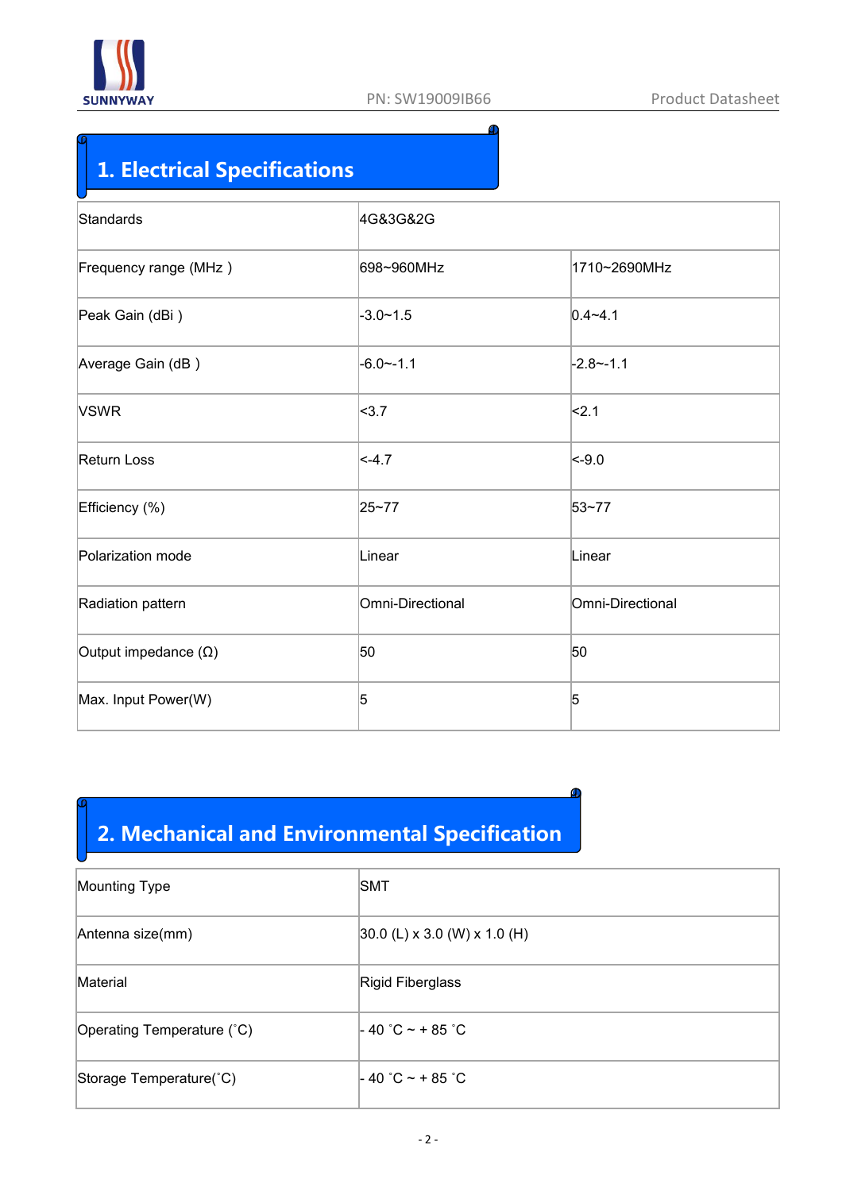## 1. Electrical Specifications

| Standards | 4G&3G&2G | |
|---|---|---|
| Frequency range (MHz ) | 698~960MHz | 1710~2690MHz |
| Peak Gain (dBi ) | -3.0~1.5 | 0.4~4.1 |
| Average Gain (dB ) | -6.0~-1.1 | -2.8~-1.1 |
| VSWR | <3.7 | <2.1 |
| Return Loss | <-4.7 | <-9.0 |
| Efficiency (%) | 25~77 | 53~77 |
| Polarization mode | Linear | Linear |
| Radiation pattern | Omni-Directional | Omni-Directional |
| Output impedance (Ω) | 50 | 50 |
| Max. Input Power(W) | 5 | 5 |

## 2. Mechanical and Environmental Specification

| Mounting Type | SMT |
|---|---|
| Antenna size(mm) | 30.0 (L) x 3.0 (W) x 1.0 (H) |
| Material | Rigid Fiberglass |
| Operating Temperature (˚C) | - 40 ˚C ~ + 85 ˚C |
| Storage Temperature(˚C) | - 40 ˚C ~ + 85 ˚C |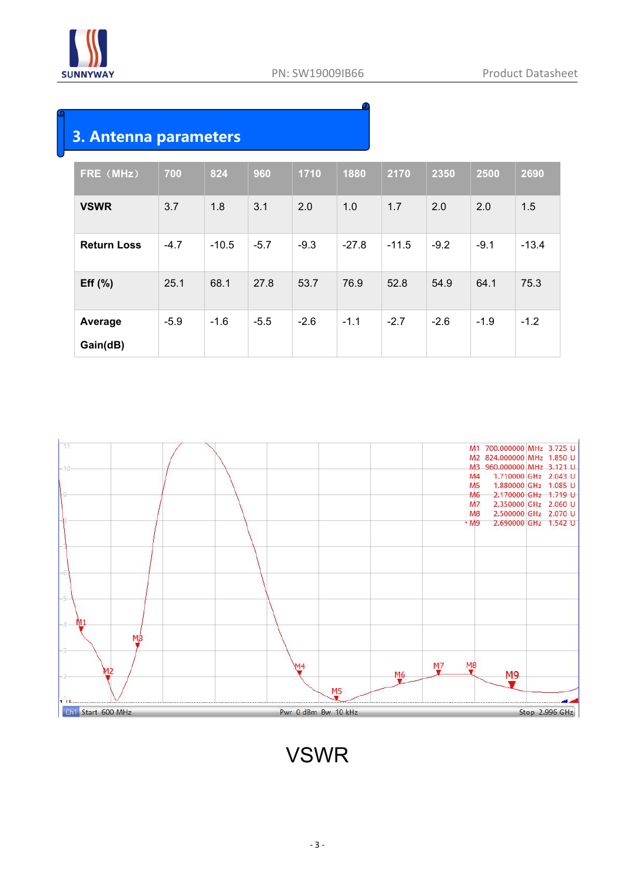## 3. Antenna parameters

| FRE（MHz） | 700 | 824 | 960 | 1710 | 1880 | 2170 | 2350 | 2500 | 2690 |
|---|---|---|---|---|---|---|---|---|---|
| **VSWR** | 3.7 | 1.8 | 3.1 | 2.0 | 1.0 | 1.7 | 2.0 | 2.0 | 1.5 |
| **Return Loss** | -4.7 | -10.5 | -5.7 | -9.3 | -27.8 | -11.5 | -9.2 | -9.1 | -13.4 |
| **Eff (%)** | 25.1 | 68.1 | 27.8 | 53.7 | 76.9 | 52.8 | 54.9 | 64.1 | 75.3 |
| **Average Gain(dB)** | -5.9 | -1.6 | -5.5 | -2.6 | -1.1 | -2.7 | -2.6 | -1.9 | -1.2 |

| Marker | Frequency | Value |
|---|---|---|
| M1 | 700.000000 MHz | 3.725 U |
| M2 | 824.000000 MHz | 1.850 U |
| M3 | 960.000000 MHz | 3.121 U |
| M4 | 1.710000 GHz | 2.043 U |
| M5 | 1.880000 GHz | 1.085 U |
| M6 | 2.170000 GHz | 1.719 U |
| M7 | 2.350000 GHz | 2.060 U |
| M8 | 2.500000 GHz | 2.070 U |
| M9 | 2.690000 GHz | 1.542 U |

Ch1 Start 600 MHz    Pwr 0 dBm Bw 10 kHz    Stop 2.996 GHz

VSWR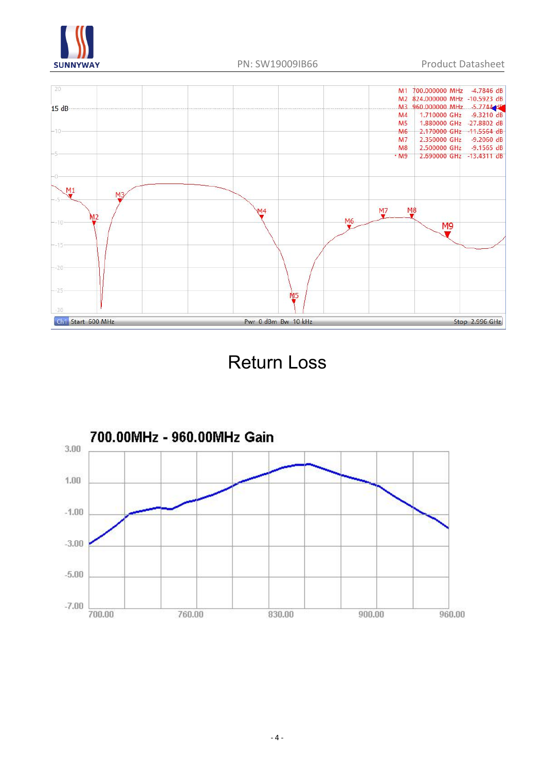| Marker | Frequency | Value |
| --- | --- | --- |
| M1 | 700.000000 MHz | -4.7846 dB |
| M2 | 824.000000 MHz | -10.5923 dB |
| M3 | 960.000000 MHz | -5.7744 dB |
| M4 | 1.710000 GHz | -9.3210 dB |
| M5 | 1.880000 GHz | -27.8802 dB |
| M6 | 2.170000 GHz | -11.5564 dB |
| M7 | 2.350000 GHz | -9.2060 dB |
| M8 | 2.500000 GHz | -9.1565 dB |
| M9 | 2.690000 GHz | -13.4311 dB |

Ch1 Start 600 MHz Pwr 0 dBm Bw 10 kHz Stop 2.996 GHz

Return Loss

## 700.00MHz - 960.00MHz Gain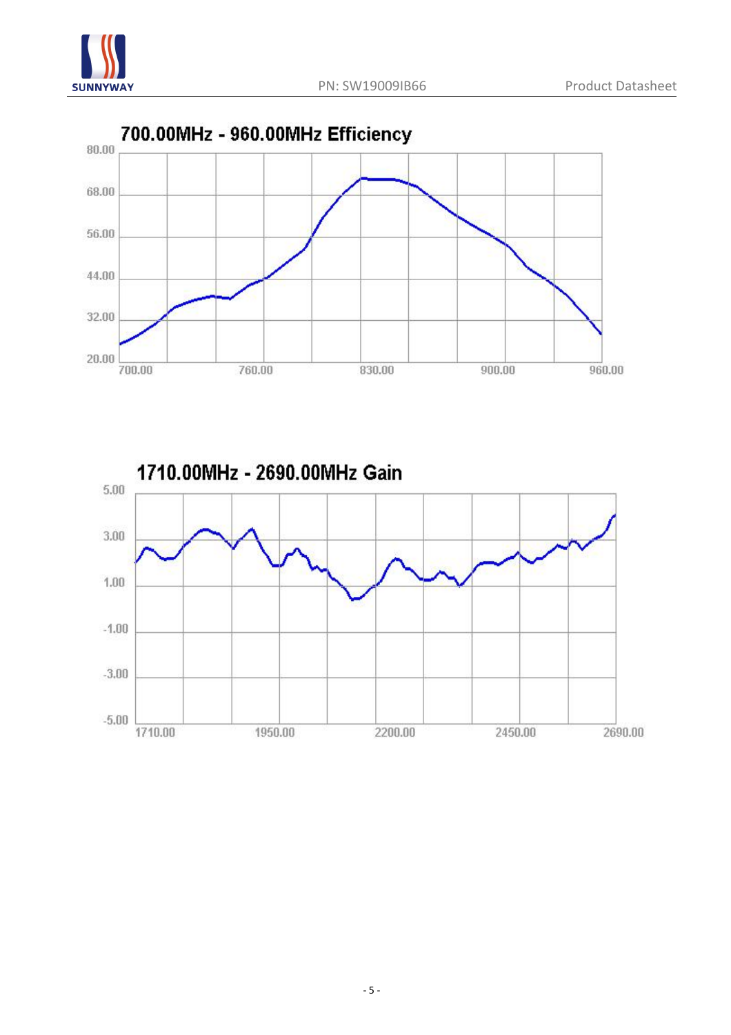## 700.00MHz - 960.00MHz Efficiency

## 1710.00MHz - 2690.00MHz Gain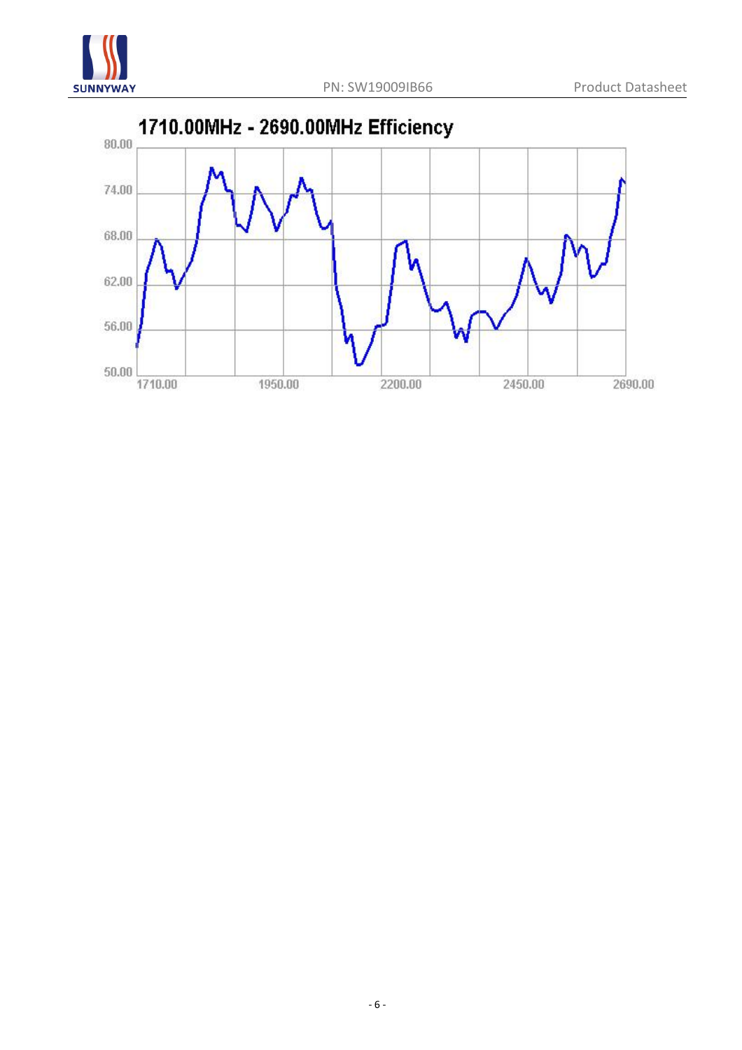1710.00MHz - 2690.00MHz Efficiency

80.00
74.00
68.00
62.00
56.00
50.00

1710.00 1950.00 2200.00 2450.00 2690.00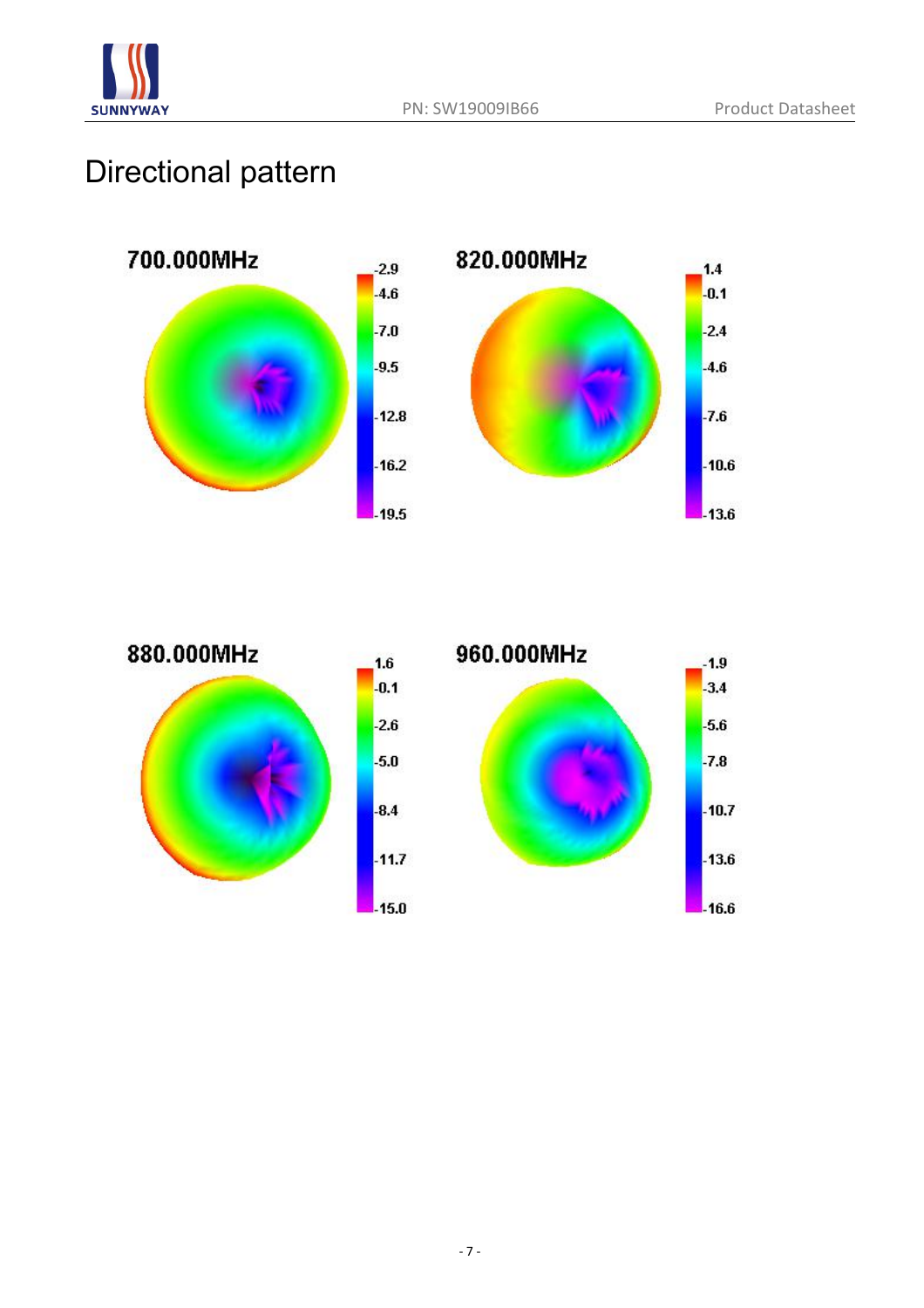# Directional pattern

700.000MHz

-2.9
-4.6
-7.0
-9.5
-12.8
-16.2
-19.5

820.000MHz

1.4
-0.1
-2.4
-4.6
-7.6
-10.6
-13.6

880.000MHz

1.6
-0.1
-2.6
-5.0
-8.4
-11.7
-15.0

960.000MHz

-1.9
-3.4
-5.6
-7.8
-10.7
-13.6
-16.6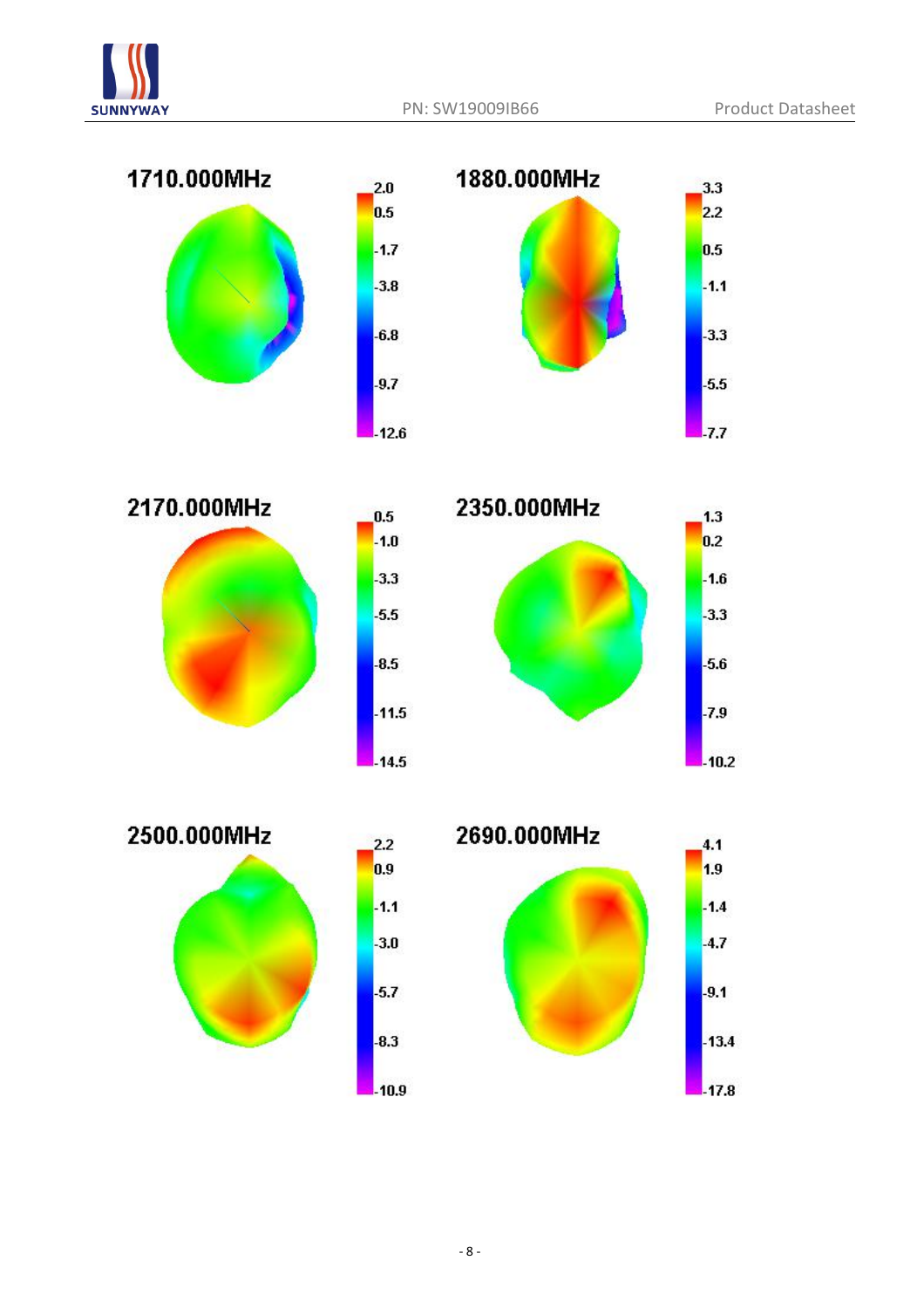1710.000MHz

2.0
0.5
-1.7
-3.8
-6.8
-9.7
-12.6

1880.000MHz

3.3
2.2
0.5
-1.1
-3.3
-5.5
-7.7

2170.000MHz

0.5
-1.0
-3.3
-5.5
-8.5
-11.5
-14.5

2350.000MHz

1.3
0.2
-1.6
-3.3
-5.6
-7.9
-10.2

2500.000MHz

2.2
0.9
-1.1
-3.0
-5.7
-8.3
-10.9

2690.000MHz

4.1
1.9
-1.4
-4.7
-9.1
-13.4
-17.8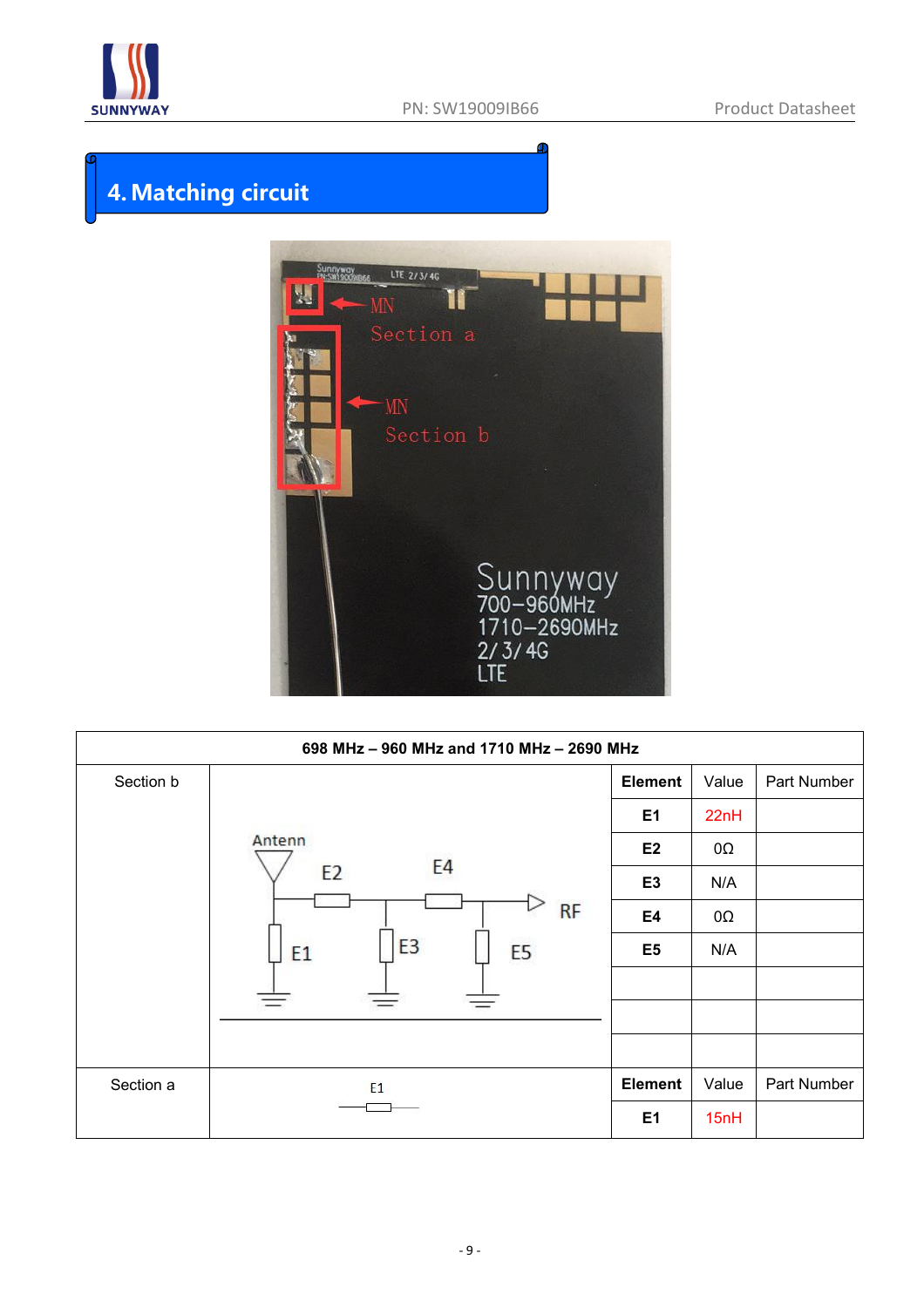## 4. Matching circuit

| 698 MHz – 960 MHz and 1710 MHz – 2690 MHz | | | | |
|---|---|---|---|---|
| Section b | | **Element** | Value | Part Number |
| | | **E1** | 22nH | |
| | | **E2** | 0Ω | |
| | | **E3** | N/A | |
| | | **E4** | 0Ω | |
| | | **E5** | N/A | |
| | | | | |
| | | | | |
| | | | | |
| Section a | E1 | **Element** | Value | Part Number |
| | | **E1** | 15nH | |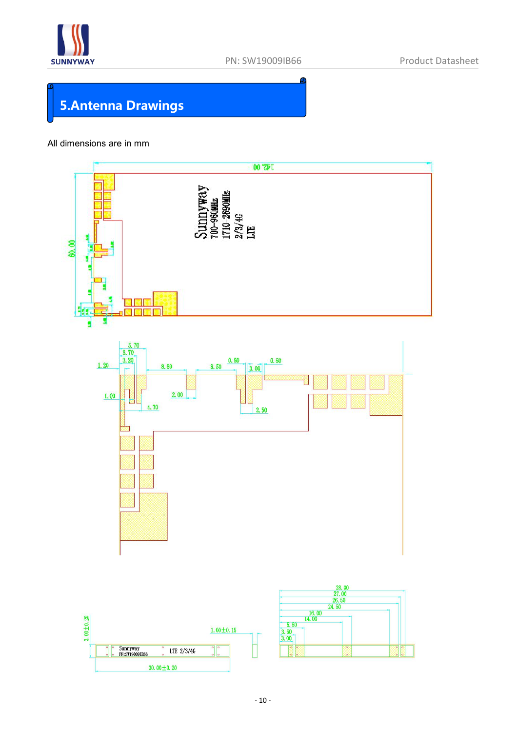# 5.Antenna Drawings

All dimensions are in mm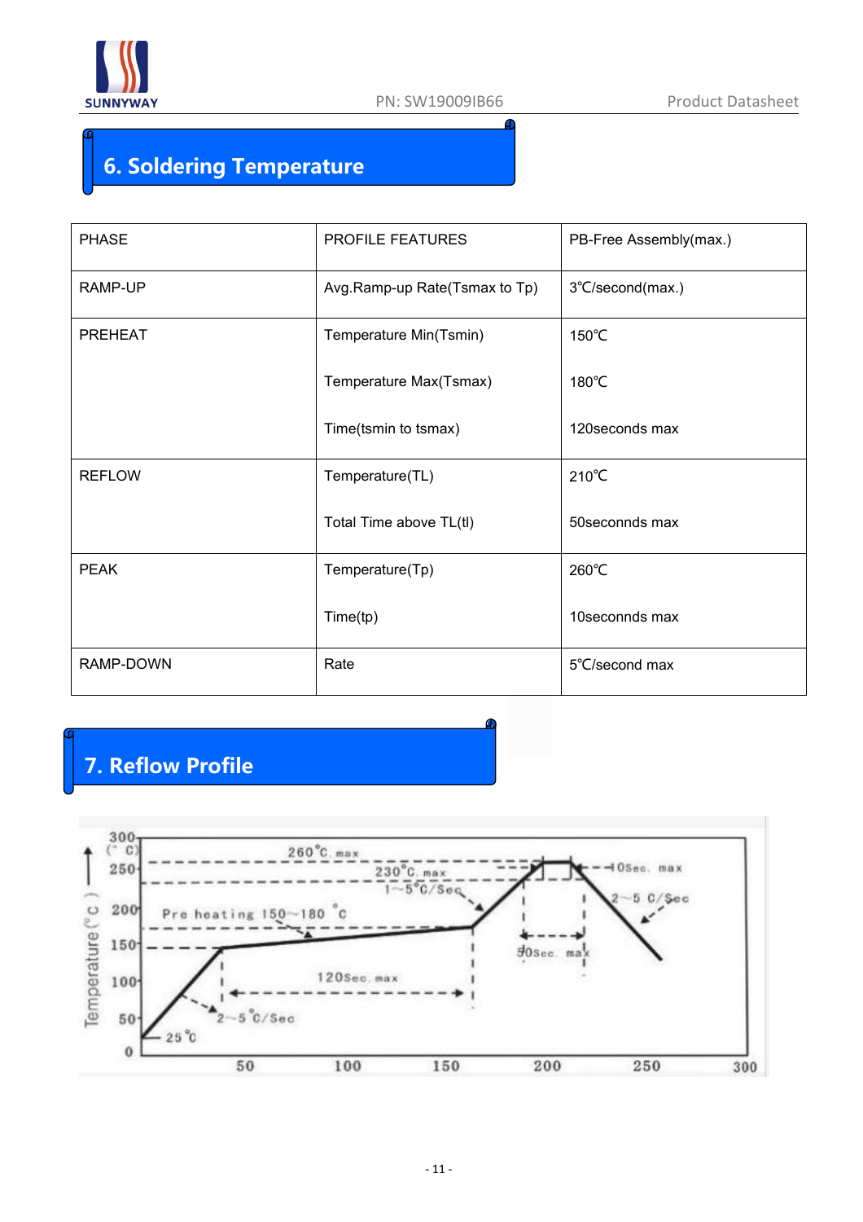## 6. Soldering Temperature

| PHASE | PROFILE FEATURES | PB-Free Assembly(max.) |
|---|---|---|
| RAMP-UP | Avg.Ramp-up Rate(Tsmax to Tp) | 3℃/second(max.) |
| PREHEAT | Temperature Min(Tsmin)<br><br>Temperature Max(Tsmax)<br><br>Time(tsmin to tsmax) | 150℃<br><br>180℃<br><br>120seconds max |
| REFLOW | Temperature(TL)<br><br>Total Time above TL(tl) | 210℃<br><br>50secondds max |
| PEAK | Temperature(Tp)<br><br>Time(tp) | 260℃<br><br>10secondds max |
| RAMP-DOWN | Rate | 5℃/second max |

## 7. Reflow Profile

Temperature(°C)
300 (°C)
250
200
150
100
50
0
50
100
150
200
250
300
260°C max
230°C max
1~5°C/Sec
Pre heating 150~180 °C
10Sec. max
2~5 C/Sec
50Sec. max
120Sec. max
2~5 °C/Sec
25 °C